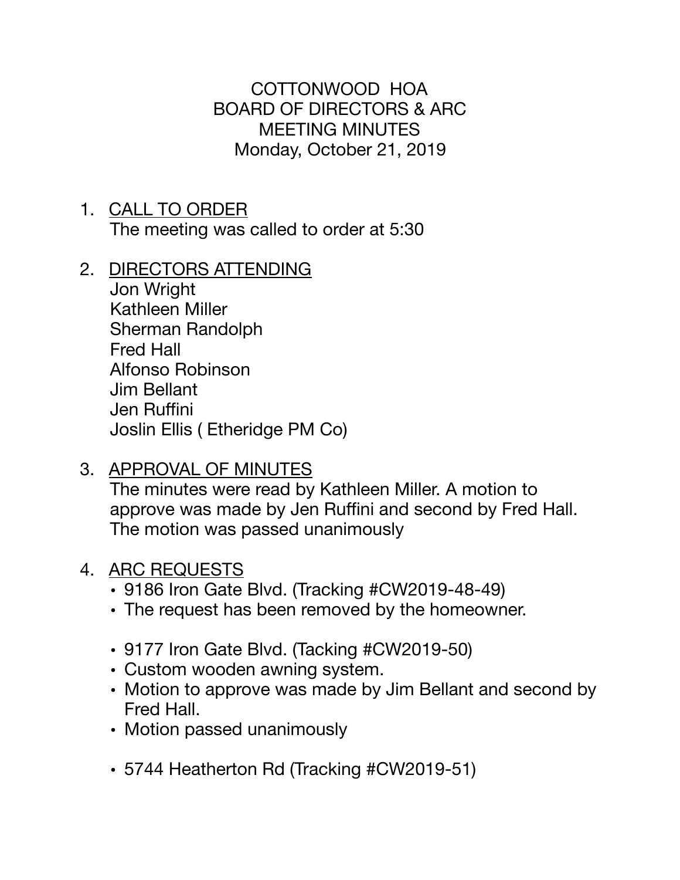# COTTONWOOD HOA
# BOARD OF DIRECTORS & ARC
# MEETING MINUTES
# Monday, October 21, 2019

1. CALL TO ORDER
   The meeting was called to order at 5:30

2. DIRECTORS ATTENDING
   Jon Wright
   Kathleen Miller
   Sherman Randolph
   Fred Hall
   Alfonso Robinson
   Jim Bellant
   Jen Ruffini
   Joslin Ellis ( Etheridge PM Co)

3. APPROVAL OF MINUTES
   The minutes were read by Kathleen Miller. A motion to approve was made by Jen Ruffini and second by Fred Hall. The motion was passed unanimously

4. ARC REQUESTS
   - 9186 Iron Gate Blvd. (Tracking #CW2019-48-49)
   - The request has been removed by the homeowner.

   - 9177 Iron Gate Blvd. (Tacking #CW2019-50)
   - Custom wooden awning system.
   - Motion to approve was made by Jim Bellant and second by Fred Hall.
   - Motion passed unanimously

   - 5744 Heatherton Rd (Tracking #CW2019-51)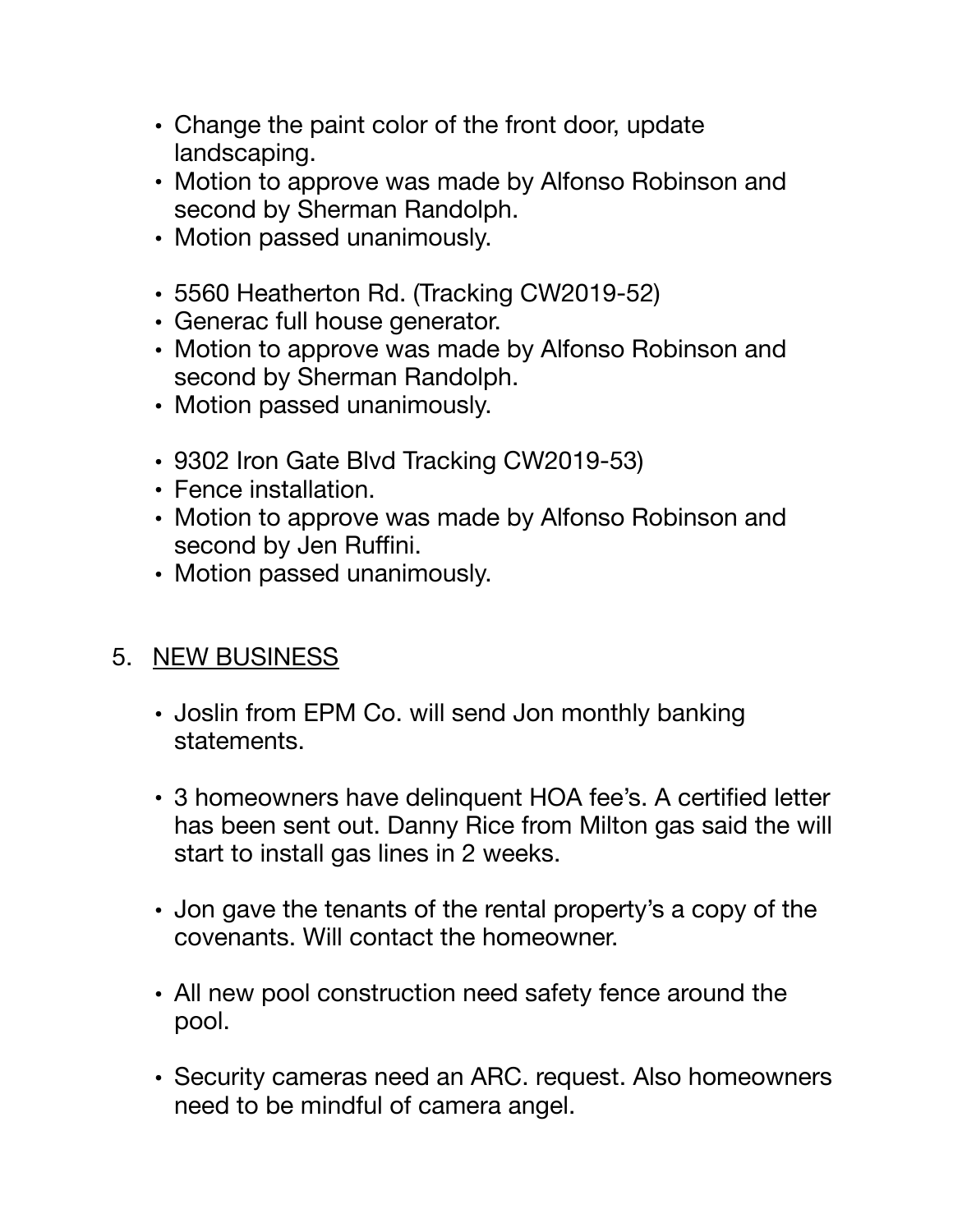- Change the paint color of the front door, update landscaping.
- Motion to approve was made by Alfonso Robinson and second by Sherman Randolph.
- Motion passed unanimously.

- 5560 Heatherton Rd. (Tracking CW2019-52)
- Generac full house generator.
- Motion to approve was made by Alfonso Robinson and second by Sherman Randolph.
- Motion passed unanimously.

- 9302 Iron Gate Blvd Tracking CW2019-53)
- Fence installation.
- Motion to approve was made by Alfonso Robinson and second by Jen Ruffini.
- Motion passed unanimously.

5. <u>NEW BUSINESS</u>

- Joslin from EPM Co. will send Jon monthly banking statements.

- 3 homeowners have delinquent HOA fee's. A certified letter has been sent out. Danny Rice from Milton gas said the will start to install gas lines in 2 weeks.

- Jon gave the tenants of the rental property's a copy of the covenants. Will contact the homeowner.

- All new pool construction need safety fence around the pool.

- Security cameras need an ARC. request. Also homeowners need to be mindful of camera angel.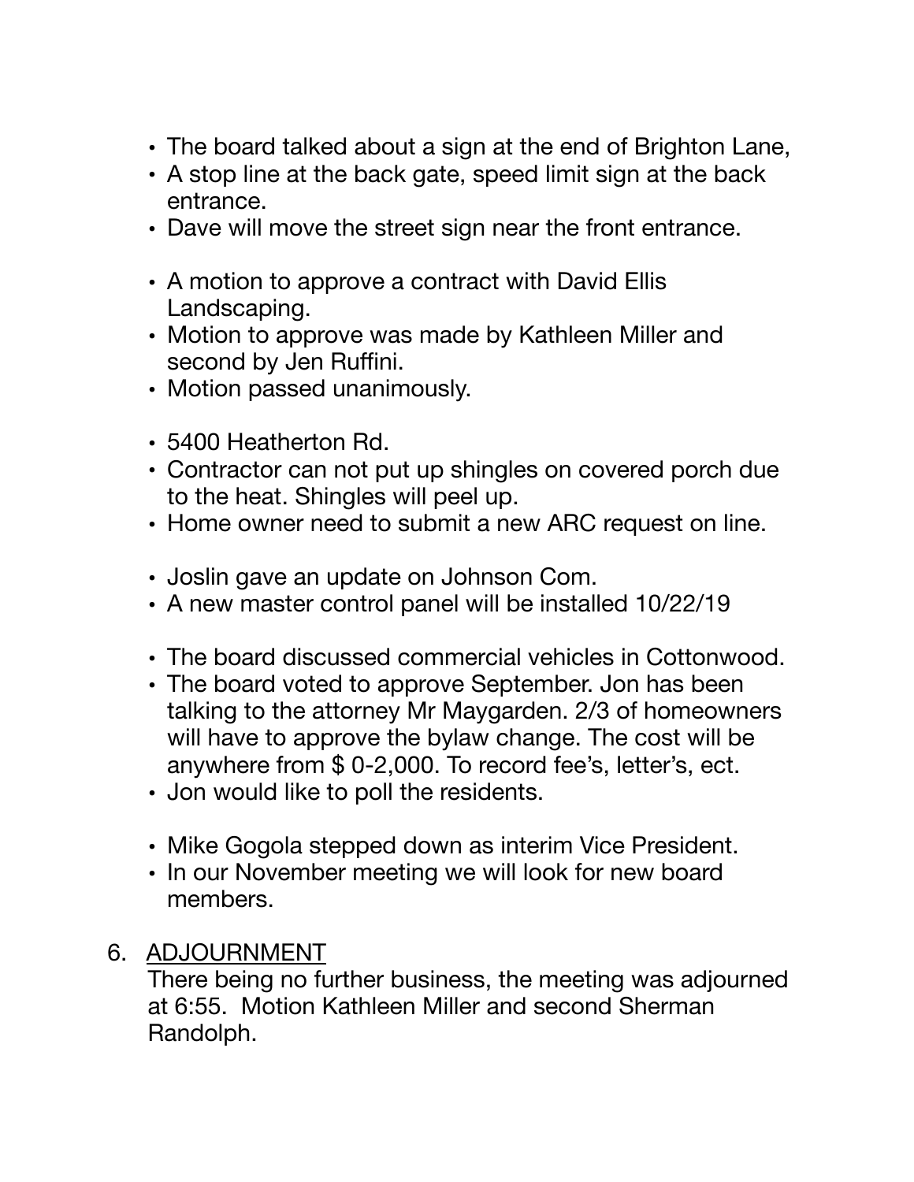- The board talked about a sign at the end of Brighton Lane,
- A stop line at the back gate, speed limit sign at the back entrance.
- Dave will move the street sign near the front entrance.

- A motion to approve a contract with David Ellis Landscaping.
- Motion to approve was made by Kathleen Miller and second by Jen Ruffini.
- Motion passed unanimously.

- 5400 Heatherton Rd.
- Contractor can not put up shingles on covered porch due to the heat. Shingles will peel up.
- Home owner need to submit a new ARC request on line.

- Joslin gave an update on Johnson Com.
- A new master control panel will be installed 10/22/19

- The board discussed commercial vehicles in Cottonwood.
- The board voted to approve September. Jon has been talking to the attorney Mr Maygarden. 2/3 of homeowners will have to approve the bylaw change. The cost will be anywhere from $ 0-2,000. To record fee's, letter's, ect.
- Jon would like to poll the residents.

- Mike Gogola stepped down as interim Vice President.
- In our November meeting we will look for new board members.

6. ADJOURNMENT
   There being no further business, the meeting was adjourned at 6:55. Motion Kathleen Miller and second Sherman Randolph.